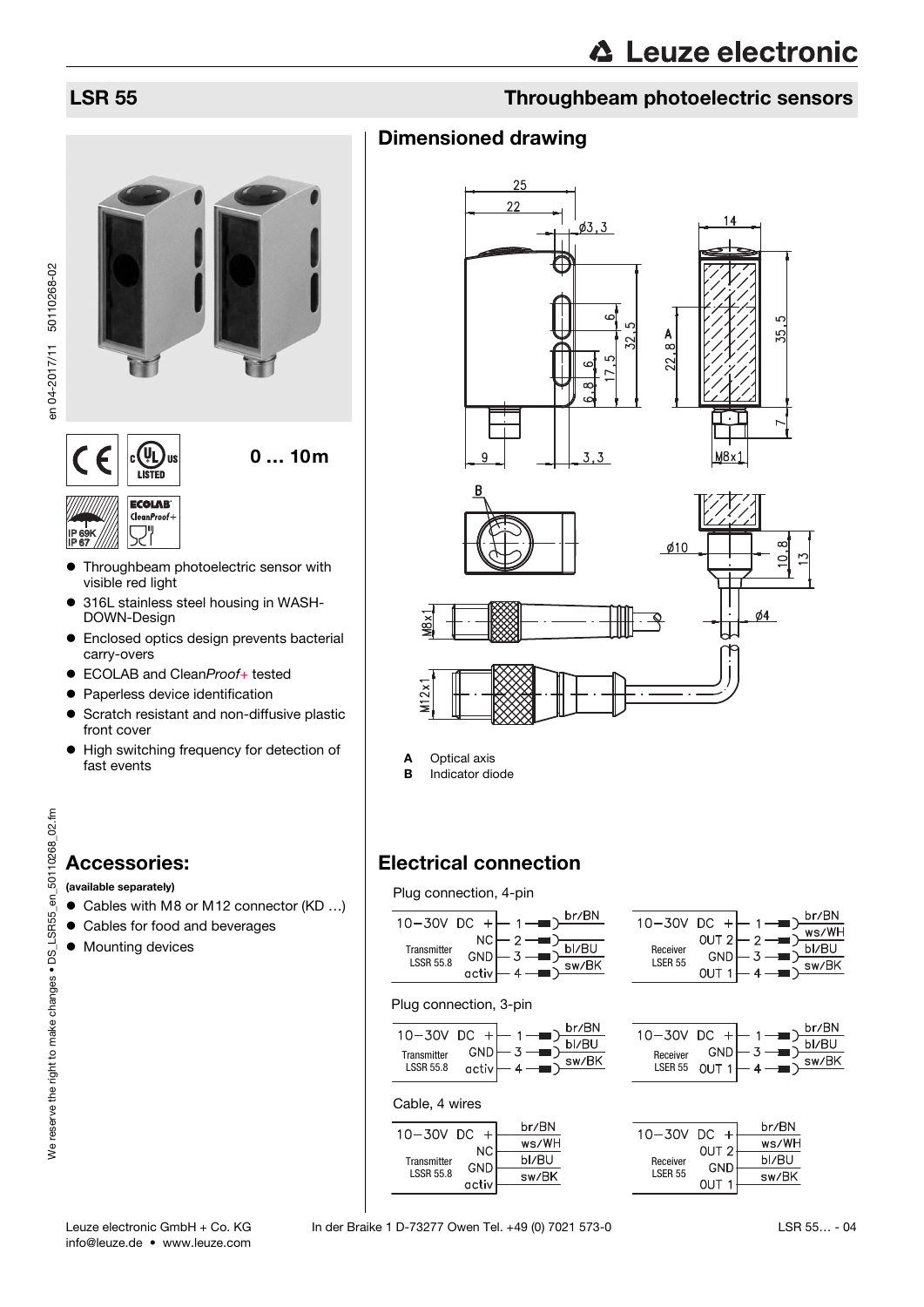# LSR 55

## Throughbeam photoelectric sensors

0 … 10m

- Throughbeam photoelectric sensor with visible red light
- 316L stainless steel housing in WASH-DOWN-Design
- Enclosed optics design prevents bacterial carry-overs
- ECOLAB and Clean*Proof*+ tested
- Paperless device identification
- Scratch resistant and non-diffusive plastic front cover
- High switching frequency for detection of fast events

## Dimensioned drawing

**A** Optical axis
**B** Indicator diode

## Accessories:

**(available separately)**

- Cables with M8 or M12 connector (KD …)
- Cables for food and beverages
- Mounting devices

## Electrical connection

Plug connection, 4-pin

| Transmitter LSSR 55.8 | Pin | Wire |
|---|---|---|
| 10−30V DC + | 1 | br/BN |
| NC | 2 | |
| GND | 3 | bl/BU |
| activ | 4 | sw/BK |

| Receiver LSER 55 | Pin | Wire |
|---|---|---|
| 10−30V DC + | 1 | br/BN |
| OUT 2 | 2 | ws/WH |
| GND | 3 | bl/BU |
| OUT 1 | 4 | sw/BK |

Plug connection, 3-pin

| Transmitter LSSR 55.8 | Pin | Wire |
|---|---|---|
| 10−30V DC + | 1 | br/BN |
| GND | 3 | bl/BU |
| activ | 4 | sw/BK |

| Receiver LSER 55 | Pin | Wire |
|---|---|---|
| 10−30V DC + | 1 | br/BN |
| GND | 3 | bl/BU |
| OUT 1 | 4 | sw/BK |

Cable, 4 wires

| Transmitter LSSR 55.8 | Wire |
|---|---|
| 10−30V DC + | br/BN |
| NC | ws/WH |
| GND | bl/BU |
| activ | sw/BK |

| Receiver LSER 55 | Wire |
|---|---|
| 10−30V DC + | br/BN |
| OUT 2 | ws/WH |
| GND | bl/BU |
| OUT 1 | sw/BK |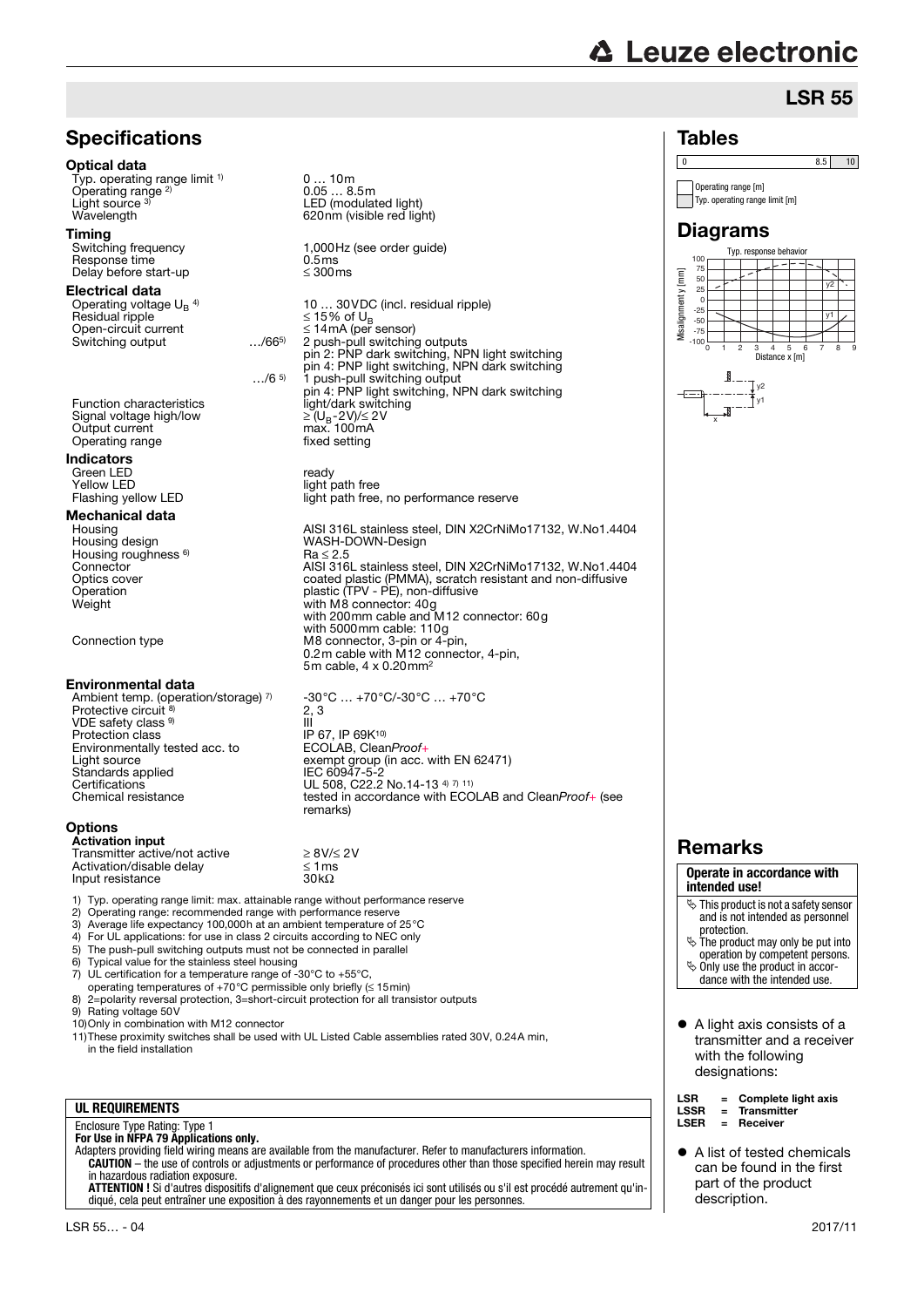# LSR 55

## Specifications

### Optical data

| | |
|---|---|
| Typ. operating range limit [1] | 0 … 10m |
| Operating range [2] | 0.05 … 8.5m |
| Light source [3] | LED (modulated light) |
| Wavelength | 620nm (visible red light) |

### Timing

| | |
|---|---|
| Switching frequency | 1,000Hz (see order guide) |
| Response time | 0.5ms |
| Delay before start-up | ≤ 300ms |

### Electrical data

| | | |
|---|---|---|
| Operating voltage $U_B$ [4] | | 10 … 30VDC (incl. residual ripple) |
| Residual ripple | | ≤ 15% of $U_B$ |
| Open-circuit current | | ≤ 14mA (per sensor) |
| Switching output | …/66[5] | 2 push-pull switching outputs<br>pin 2: PNP dark switching, NPN light switching<br>pin 4: PNP light switching, NPN dark switching |
| | …/6[5] | 1 push-pull switching output<br>pin 4: PNP light switching, NPN dark switching |
| Function characteristics | | light/dark switching |
| Signal voltage high/low | | ≥ ($U_B$-2V)/≤ 2V |
| Output current | | max. 100mA |
| Operating range | | fixed setting |

### Indicators

| | |
|---|---|
| Green LED | ready |
| Yellow LED | light path free |
| Flashing yellow LED | light path free, no performance reserve |

### Mechanical data

| | |
|---|---|
| Housing | AISI 316L stainless steel, DIN X2CrNiMo17132, W.No1.4404 |
| Housing design | WASH-DOWN-Design |
| Housing roughness [6] | Ra ≤ 2.5 |
| Connector | AISI 316L stainless steel, DIN X2CrNiMo17132, W.No1.4404 |
| Optics cover | coated plastic (PMMA), scratch resistant and non-diffusive |
| Operation | plastic (TPV - PE), non-diffusive |
| Weight | with M8 connector: 40g<br>with 200mm cable and M12 connector: 60g<br>with 5000mm cable: 110g |
| Connection type | M8 connector, 3-pin or 4-pin,<br>0.2m cable with M12 connector, 4-pin,<br>5m cable, 4 x 0.20mm² |

### Environmental data

| | |
|---|---|
| Ambient temp. (operation/storage) [7] | -30°C … +70°C/-30°C … +70°C |
| Protective circuit [8] | 2, 3 |
| VDE safety class [9] | III |
| Protection class | IP 67, IP 69K[10] |
| Environmentally tested acc. to | ECOLAB, Clean*Proof*+ |
| Light source | exempt group (in acc. with EN 62471) |
| Standards applied | IEC 60947-5-2 |
| Certifications | UL 508, C22.2 No.14-13 [4] [7] [11] |
| Chemical resistance | tested in accordance with ECOLAB and Clean*Proof*+ (see remarks) |

### Options

**Activation input**

| | |
|---|---|
| Transmitter active/not active | ≥ 8V/≤ 2V |
| Activation/disable delay | ≤ 1ms |
| Input resistance | 30kΩ |

1) Typ. operating range limit: max. attainable range without performance reserve
2) Operating range: recommended range with performance reserve
3) Average life expectancy 100,000h at an ambient temperature of 25°C
4) For UL applications: for use in class 2 circuits according to NEC only
5) The push-pull switching outputs must not be connected in parallel
6) Typical value for the stainless steel housing
7) UL certification for a temperature range of -30°C to +55°C, operating temperatures of +70°C permissible only briefly (≤ 15min)
8) 2=polarity reversal protection, 3=short-circuit protection for all transistor outputs
9) Rating voltage 50V
10) Only in combination with M12 connector
11) These proximity switches shall be used with UL Listed Cable assemblies rated 30V, 0.24A min, in the field installation

**UL REQUIREMENTS**

Enclosure Type Rating: Type 1
**For Use in NFPA 79 Applications only.**
Adapters providing field wiring means are available from the manufacturer. Refer to manufacturers information.
**CAUTION** – the use of controls or adjustments or performance of procedures other than those specified herein may result in hazardous radiation exposure.
**ATTENTION !** Si d'autres dispositifs d'alignement que ceux préconisés ici sont utilisés ou s'il est procédé autrement qu'indiqué, cela peut entraîner une exposition à des rayonnements et un danger pour les personnes.

## Tables

| 0 | 8.5 | 10 |
|---|---|---|

Operating range [m]
Typ. operating range limit [m]

## Diagrams

Typ. response behavior

Misalignment y [mm]; Distance x [m]

## Remarks

**Operate in accordance with intended use!**

- This product is not a safety sensor and is not intended as personnel protection.
- The product may only be put into operation by competent persons.
- Only use the product in accordance with the intended use.

- A light axis consists of a transmitter and a receiver with the following designations:

**LSR** = **Complete light axis**
**LSSR** = **Transmitter**
**LSER** = **Receiver**

- A list of tested chemicals can be found in the first part of the product description.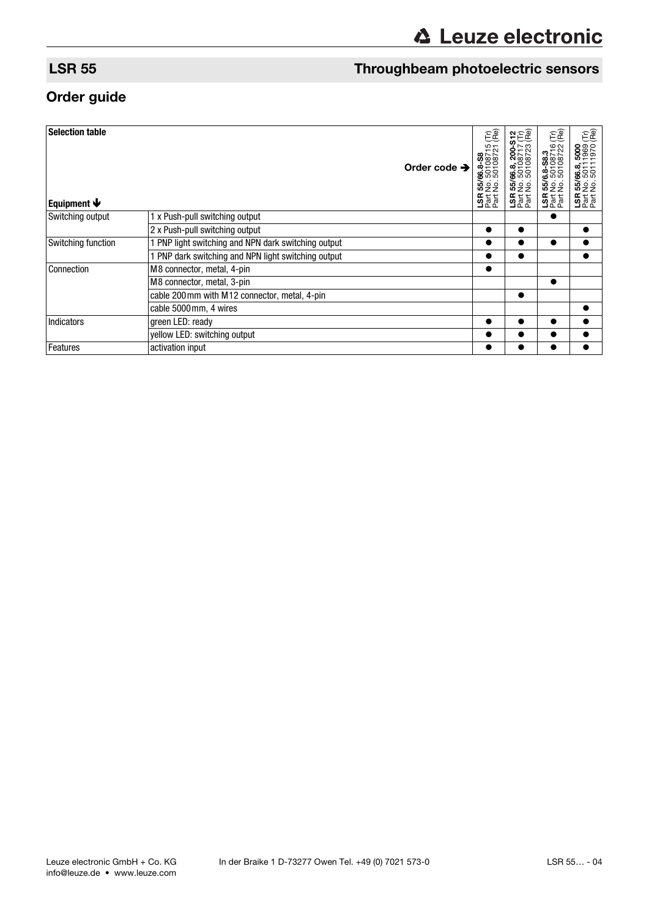## LSR 55 Throughbeam photoelectric sensors

## Order guide

| Selection table | Order code ➔ | **LSR 55/66.8-S8** Part No. 50108715 (Tr) Part No. 50108721 (Re) | **LSR 55/66.8, 200-S12** Part No. 50108717 (Tr) Part No. 50108723 (Re) | **LSR 55/6.8-S8.3** Part No. 50108716 (Tr) Part No. 50108722 (Re) | **LSR 55/66.8, 5000** Part No. 50111969 (Tr) Part No. 50111970 (Re) |
|---|---|---|---|---|---|
| **Equipment ↓** | | | | | |
| Switching output | 1 x Push-pull switching output | | | ● | |
| | 2 x Push-pull switching output | ● | ● | | ● |
| Switching function | 1 PNP light switching and NPN dark switching output | ● | ● | ● | ● |
| | 1 PNP dark switching and NPN light switching output | ● | ● | | ● |
| Connection | M8 connector, metal, 4-pin | ● | | | |
| | M8 connector, metal, 3-pin | | | ● | |
| | cable 200mm with M12 connector, metal, 4-pin | | ● | | |
| | cable 5000mm, 4 wires | | | | ● |
| Indicators | green LED: ready | ● | ● | ● | ● |
| | yellow LED: switching output | ● | ● | ● | ● |
| Features | activation input | ● | ● | ● | ● |